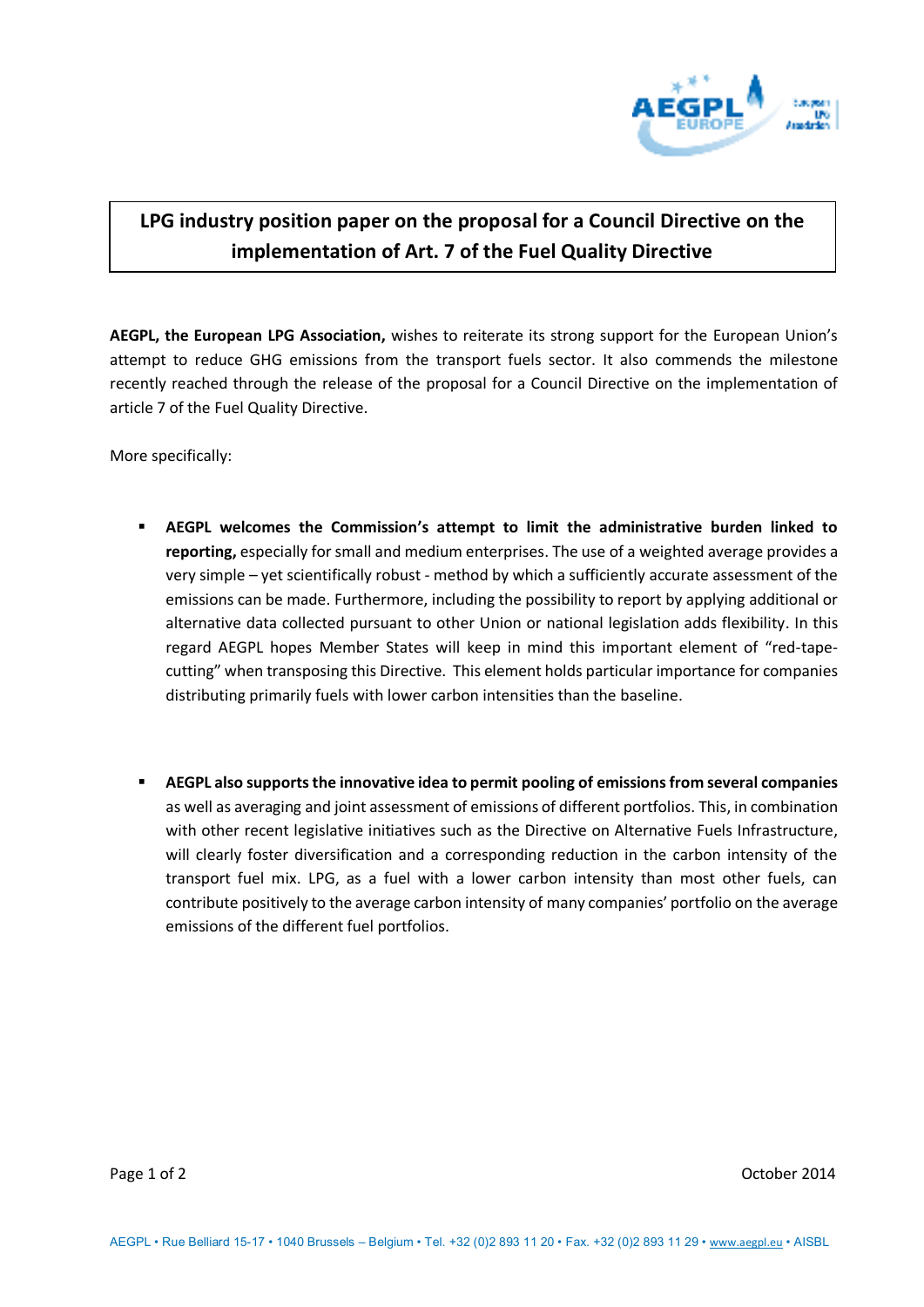# LPG industry position paper on the proposal for a Council Directive on the implementation of Art. 7 of the Fuel Quality Directive

**AEGPL, the European LPG Association,** wishes to reiterate its strong support for the European Union's attempt to reduce GHG emissions from the transport fuels sector. It also commends the milestone recently reached through the release of the proposal for a Council Directive on the implementation of article 7 of the Fuel Quality Directive.

More specifically:

- **AEGPL welcomes the Commission's attempt to limit the administrative burden linked to reporting,** especially for small and medium enterprises. The use of a weighted average provides a very simple – yet scientifically robust - method by which a sufficiently accurate assessment of the emissions can be made. Furthermore, including the possibility to report by applying additional or alternative data collected pursuant to other Union or national legislation adds flexibility. In this regard AEGPL hopes Member States will keep in mind this important element of "red-tape-cutting" when transposing this Directive. This element holds particular importance for companies distributing primarily fuels with lower carbon intensities than the baseline.

- **AEGPL also supports the innovative idea to permit pooling of emissions from several companies** as well as averaging and joint assessment of emissions of different portfolios. This, in combination with other recent legislative initiatives such as the Directive on Alternative Fuels Infrastructure, will clearly foster diversification and a corresponding reduction in the carbon intensity of the transport fuel mix. LPG, as a fuel with a lower carbon intensity than most other fuels, can contribute positively to the average carbon intensity of many companies' portfolio on the average emissions of the different fuel portfolios.

October 2014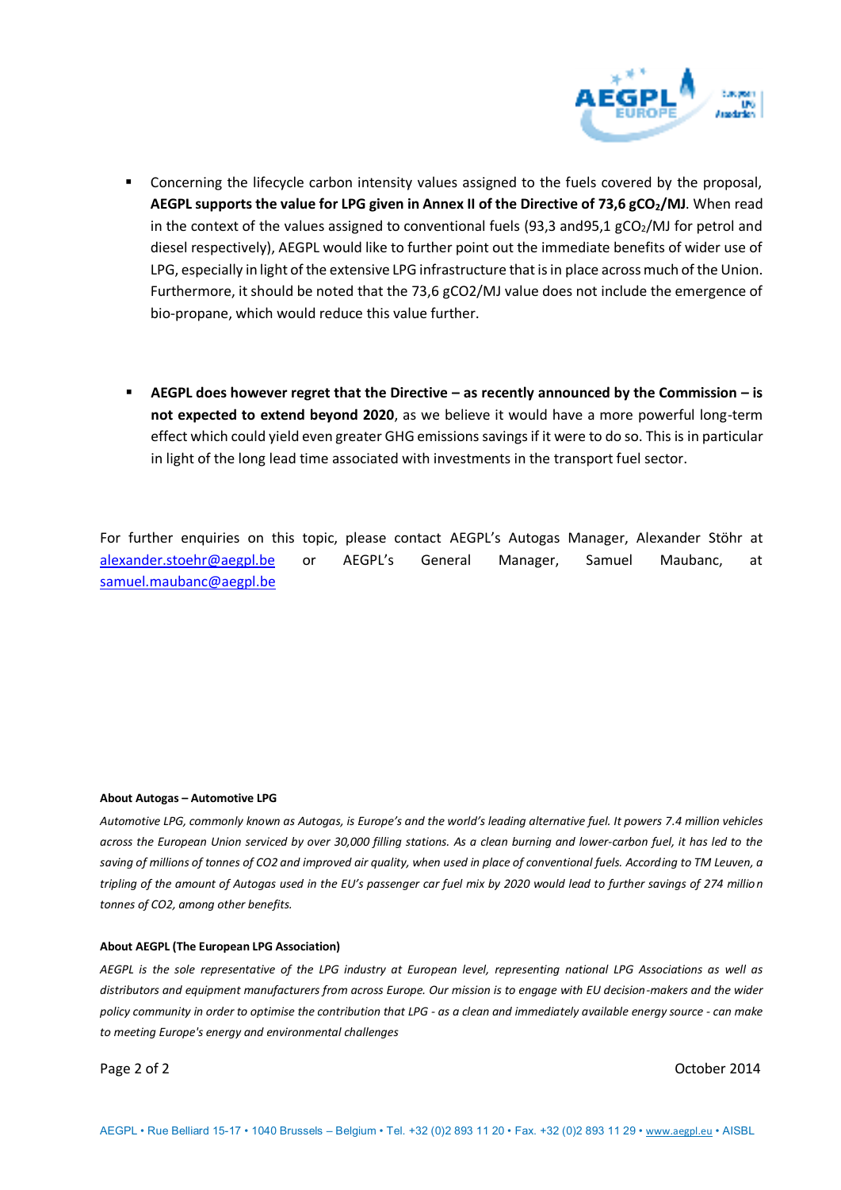- Concerning the lifecycle carbon intensity values assigned to the fuels covered by the proposal, **AEGPL supports the value for LPG given in Annex II of the Directive of 73,6 g$CO_2$/MJ**. When read in the context of the values assigned to conventional fuels (93,3 and95,1 g$CO_2$/MJ for petrol and diesel respectively), AEGPL would like to further point out the immediate benefits of wider use of LPG, especially in light of the extensive LPG infrastructure that is in place across much of the Union. Furthermore, it should be noted that the 73,6 gCO2/MJ value does not include the emergence of bio-propane, which would reduce this value further.

- **AEGPL does however regret that the Directive – as recently announced by the Commission – is not expected to extend beyond 2020**, as we believe it would have a more powerful long-term effect which could yield even greater GHG emissions savings if it were to do so. This is in particular in light of the long lead time associated with investments in the transport fuel sector.

For further enquiries on this topic, please contact AEGPL's Autogas Manager, Alexander Stöhr at alexander.stoehr@aegpl.be or AEGPL's General Manager, Samuel Maubanc, at samuel.maubanc@aegpl.be

**About Autogas – Automotive LPG**

*Automotive LPG, commonly known as Autogas, is Europe's and the world's leading alternative fuel. It powers 7.4 million vehicles across the European Union serviced by over 30,000 filling stations. As a clean burning and lower-carbon fuel, it has led to the saving of millions of tonnes of CO2 and improved air quality, when used in place of conventional fuels. According to TM Leuven, a tripling of the amount of Autogas used in the EU's passenger car fuel mix by 2020 would lead to further savings of 274 million tonnes of CO2, among other benefits.*

**About AEGPL (The European LPG Association)**

*AEGPL is the sole representative of the LPG industry at European level, representing national LPG Associations as well as distributors and equipment manufacturers from across Europe. Our mission is to engage with EU decision-makers and the wider policy community in order to optimise the contribution that LPG - as a clean and immediately available energy source - can make to meeting Europe's energy and environmental challenges*

October 2014